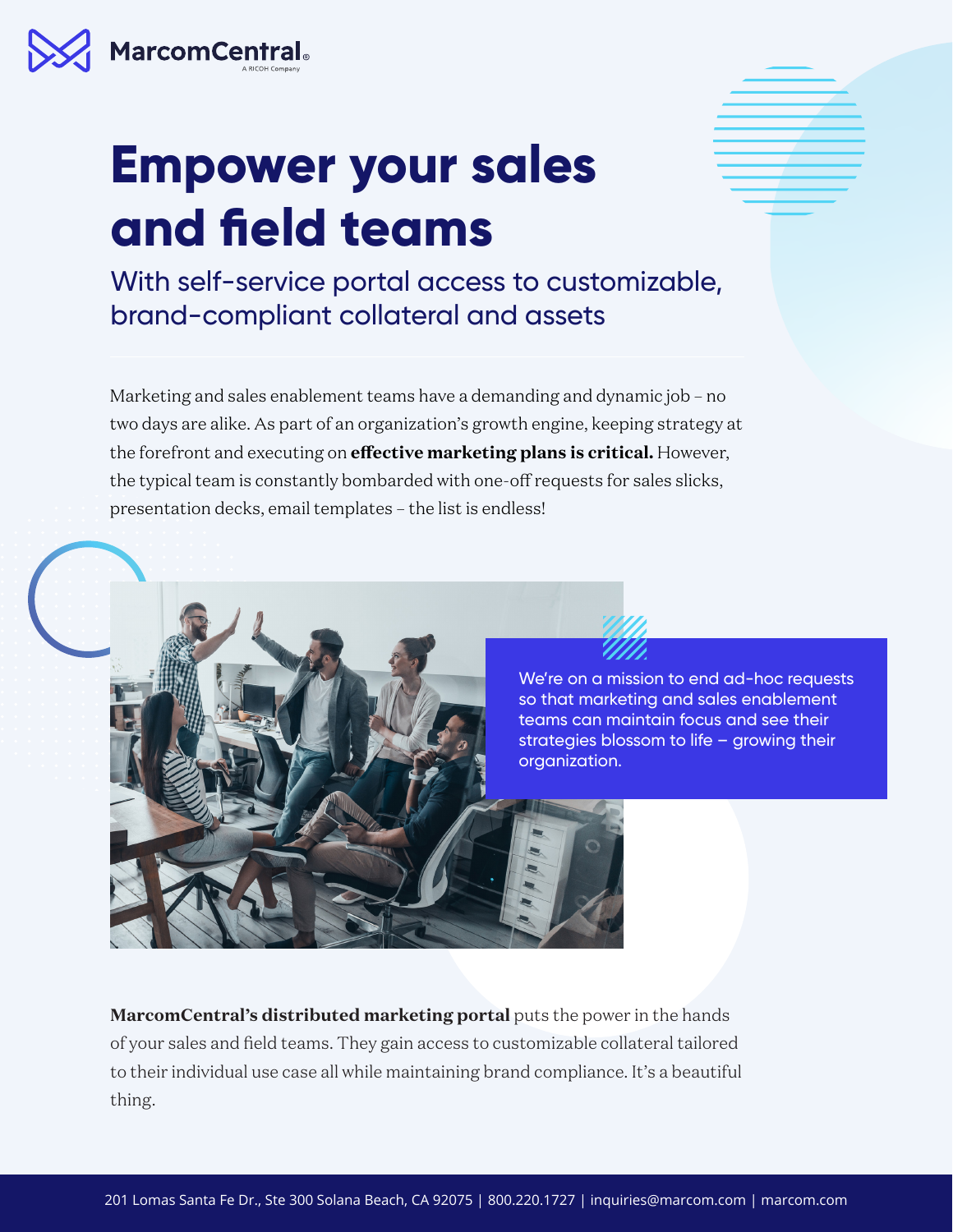MarcomCentral® A RICOH Company

# Empower your sales and field teams

## With self-service portal access to customizable, brand-compliant collateral and assets

Marketing and sales enablement teams have a demanding and dynamic job – no two days are alike. As part of an organization's growth engine, keeping strategy at the forefront and executing on **effective marketing plans is critical.** However, the typical team is constantly bombarded with one-off requests for sales slicks, presentation decks, email templates – the list is endless!

We're on a mission to end ad-hoc requests so that marketing and sales enablement teams can maintain focus and see their strategies blossom to life – growing their organization.

**MarcomCentral's distributed marketing portal** puts the power in the hands of your sales and field teams. They gain access to customizable collateral tailored to their individual use case all while maintaining brand compliance. It's a beautiful thing.

201 Lomas Santa Fe Dr., Ste 300 Solana Beach, CA 92075 | 800.220.1727 | inquiries@marcom.com | marcom.com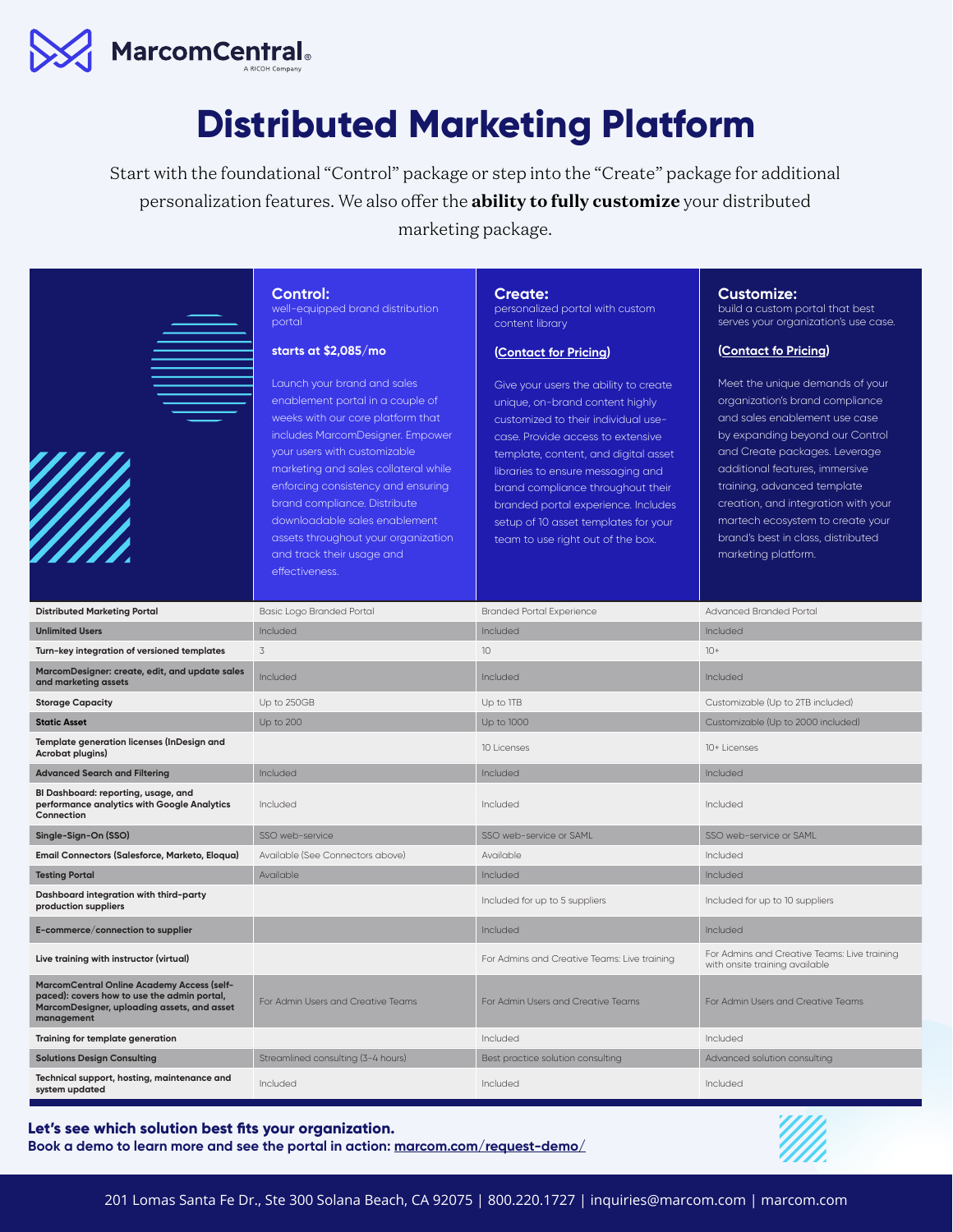MarcomCentral®
A RICOH Company

# Distributed Marketing Platform

Start with the foundational "Control" package or step into the "Create" package for additional personalization features. We also offer the **ability to fully customize** your distributed marketing package.

| | Control: well-equipped brand distribution portal | Create: personalized portal with custom content library | Customize: build a custom portal that best serves your organization's use case. |
|---|---|---|---|
| | **starts at $2,085/mo** | **(Contact for Pricing)** | **(Contact fo Pricing)** |
| | Launch your brand and sales enablement portal in a couple of weeks with our core platform that includes MarcomDesigner. Empower your users with customizable marketing and sales collateral while enforcing consistency and ensuring brand compliance. Distribute downloadable sales enablement assets throughout your organization and track their usage and effectiveness. | Give your users the ability to create unique, on-brand content highly customized to their individual use-case. Provide access to extensive template, content, and digital asset libraries to ensure messaging and brand compliance throughout their branded portal experience. Includes setup of 10 asset templates for your team to use right out of the box. | Meet the unique demands of your organization's brand compliance and sales enablement use case by expanding beyond our Control and Create packages. Leverage additional features, immersive training, advanced template creation, and integration with your martech ecosystem to create your brand's best in class, distributed marketing platform. |
| **Distributed Marketing Portal** | Basic Logo Branded Portal | Branded Portal Experience | Advanced Branded Portal |
| **Unlimited Users** | Included | Included | Included |
| **Turn-key integration of versioned templates** | 3 | 10 | 10+ |
| **MarcomDesigner: create, edit, and update sales and marketing assets** | Included | Included | Included |
| **Storage Capacity** | Up to 250GB | Up to 1TB | Customizable (Up to 2TB included) |
| **Static Asset** | Up to 200 | Up to 1000 | Customizable (Up to 2000 included) |
| **Template generation licenses (InDesign and Acrobat plugins)** | | 10 Licenses | 10+ Licenses |
| **Advanced Search and Filtering** | Included | Included | Included |
| **BI Dashboard: reporting, usage, and performance analytics with Google Analytics Connection** | Included | Included | Included |
| **Single-Sign-On (SSO)** | SSO web-service | SSO web-service or SAML | SSO web-service or SAML |
| **Email Connectors (Salesforce, Marketo, Eloqua)** | Available (See Connectors above) | Available | Included |
| **Testing Portal** | Available | Included | Included |
| **Dashboard integration with third-party production suppliers** | | Included for up to 5 suppliers | Included for up to 10 suppliers |
| **E-commerce/connection to supplier** | | Included | Included |
| **Live training with instructor (virtual)** | | For Admins and Creative Teams: Live training | For Admins and Creative Teams: Live training with onsite training available |
| **MarcomCentral Online Academy Access (self-paced): covers how to use the admin portal, MarcomDesigner, uploading assets, and asset management** | For Admin Users and Creative Teams | For Admin Users and Creative Teams | For Admin Users and Creative Teams |
| **Training for template generation** | | Included | Included |
| **Solutions Design Consulting** | Streamlined consulting (3-4 hours) | Best practice solution consulting | Advanced solution consulting |
| **Technical support, hosting, maintenance and system updated** | Included | Included | Included |

**Let's see which solution best fits your organization.**
**Book a demo to learn more and see the portal in action: marcom.com/request-demo/**

201 Lomas Santa Fe Dr., Ste 300 Solana Beach, CA 92075 | 800.220.1727 | inquiries@marcom.com | marcom.com